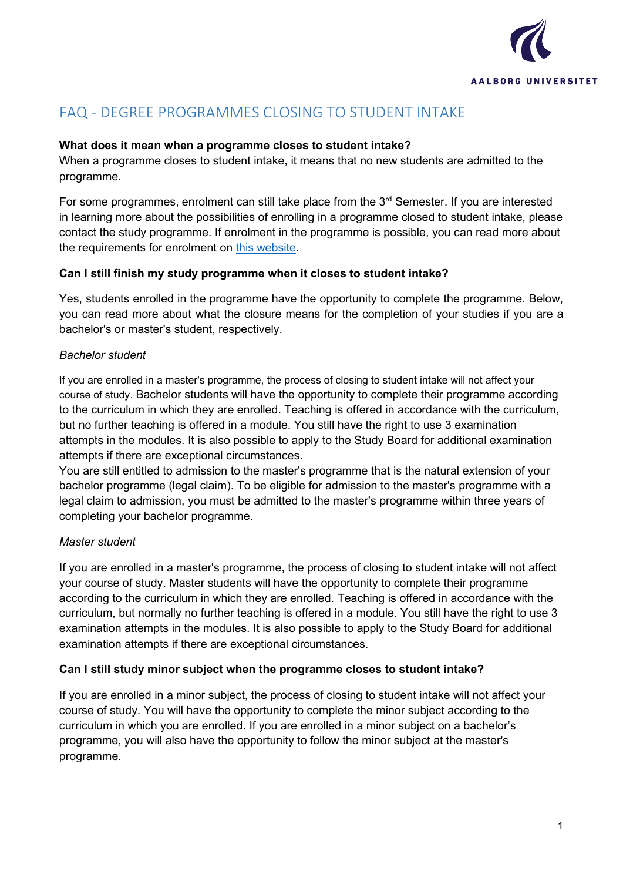# FAQ - DEGREE PROGRAMMES CLOSING TO STUDENT INTAKE

**What does it mean when a programme closes to student intake?**

When a programme closes to student intake, it means that no new students are admitted to the programme.

For some programmes, enrolment can still take place from the 3rd Semester. If you are interested in learning more about the possibilities of enrolling in a programme closed to student intake, please contact the study programme. If enrolment in the programme is possible, you can read more about the requirements for enrolment on this website.

**Can I still finish my study programme when it closes to student intake?**

Yes, students enrolled in the programme have the opportunity to complete the programme. Below, you can read more about what the closure means for the completion of your studies if you are a bachelor's or master's student, respectively.

*Bachelor student*

If you are enrolled in a master's programme, the process of closing to student intake will not affect your course of study. Bachelor students will have the opportunity to complete their programme according to the curriculum in which they are enrolled. Teaching is offered in accordance with the curriculum, but no further teaching is offered in a module. You still have the right to use 3 examination attempts in the modules. It is also possible to apply to the Study Board for additional examination attempts if there are exceptional circumstances.

You are still entitled to admission to the master's programme that is the natural extension of your bachelor programme (legal claim). To be eligible for admission to the master's programme with a legal claim to admission, you must be admitted to the master's programme within three years of completing your bachelor programme.

*Master student*

If you are enrolled in a master's programme, the process of closing to student intake will not affect your course of study. Master students will have the opportunity to complete their programme according to the curriculum in which they are enrolled. Teaching is offered in accordance with the curriculum, but normally no further teaching is offered in a module. You still have the right to use 3 examination attempts in the modules. It is also possible to apply to the Study Board for additional examination attempts if there are exceptional circumstances.

**Can I still study minor subject when the programme closes to student intake?**

If you are enrolled in a minor subject, the process of closing to student intake will not affect your course of study. You will have the opportunity to complete the minor subject according to the curriculum in which you are enrolled. If you are enrolled in a minor subject on a bachelor's programme, you will also have the opportunity to follow the minor subject at the master's programme.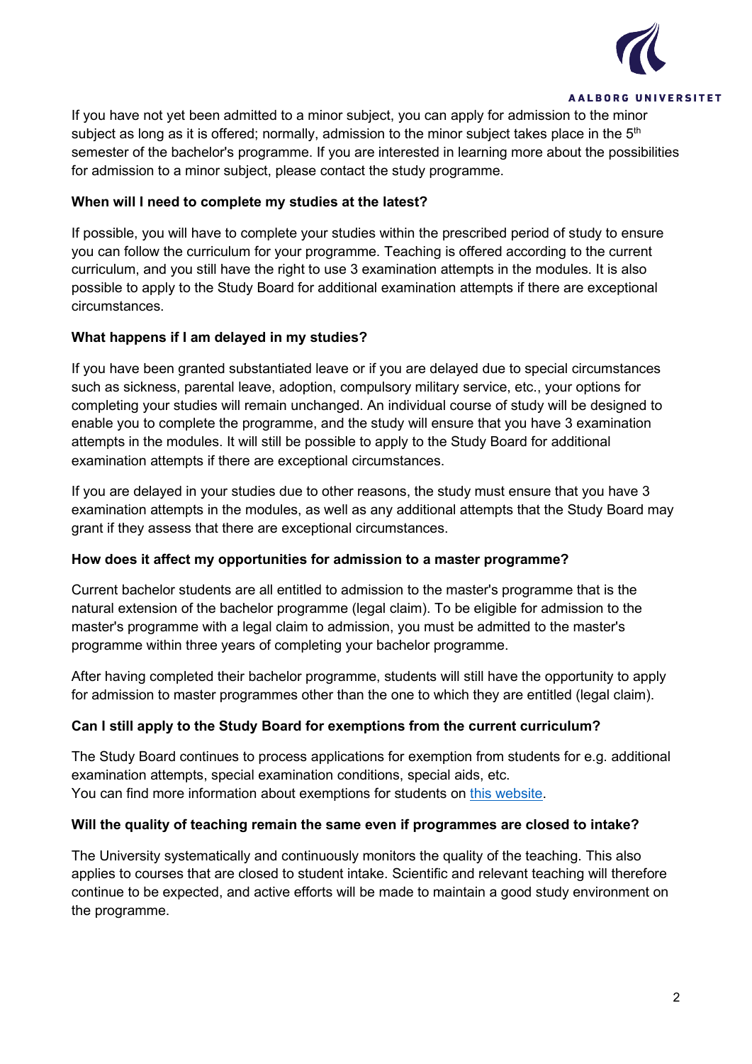If you have not yet been admitted to a minor subject, you can apply for admission to the minor subject as long as it is offered; normally, admission to the minor subject takes place in the 5th semester of the bachelor's programme. If you are interested in learning more about the possibilities for admission to a minor subject, please contact the study programme.

**When will I need to complete my studies at the latest?**

If possible, you will have to complete your studies within the prescribed period of study to ensure you can follow the curriculum for your programme. Teaching is offered according to the current curriculum, and you still have the right to use 3 examination attempts in the modules. It is also possible to apply to the Study Board for additional examination attempts if there are exceptional circumstances.

**What happens if I am delayed in my studies?**

If you have been granted substantiated leave or if you are delayed due to special circumstances such as sickness, parental leave, adoption, compulsory military service, etc., your options for completing your studies will remain unchanged. An individual course of study will be designed to enable you to complete the programme, and the study will ensure that you have 3 examination attempts in the modules. It will still be possible to apply to the Study Board for additional examination attempts if there are exceptional circumstances.

If you are delayed in your studies due to other reasons, the study must ensure that you have 3 examination attempts in the modules, as well as any additional attempts that the Study Board may grant if they assess that there are exceptional circumstances.

**How does it affect my opportunities for admission to a master programme?**

Current bachelor students are all entitled to admission to the master's programme that is the natural extension of the bachelor programme (legal claim). To be eligible for admission to the master's programme with a legal claim to admission, you must be admitted to the master's programme within three years of completing your bachelor programme.

After having completed their bachelor programme, students will still have the opportunity to apply for admission to master programmes other than the one to which they are entitled (legal claim).

**Can I still apply to the Study Board for exemptions from the current curriculum?**

The Study Board continues to process applications for exemption from students for e.g. additional examination attempts, special examination conditions, special aids, etc.
You can find more information about exemptions for students on this website.

**Will the quality of teaching remain the same even if programmes are closed to intake?**

The University systematically and continuously monitors the quality of the teaching. This also applies to courses that are closed to student intake. Scientific and relevant teaching will therefore continue to be expected, and active efforts will be made to maintain a good study environment on the programme.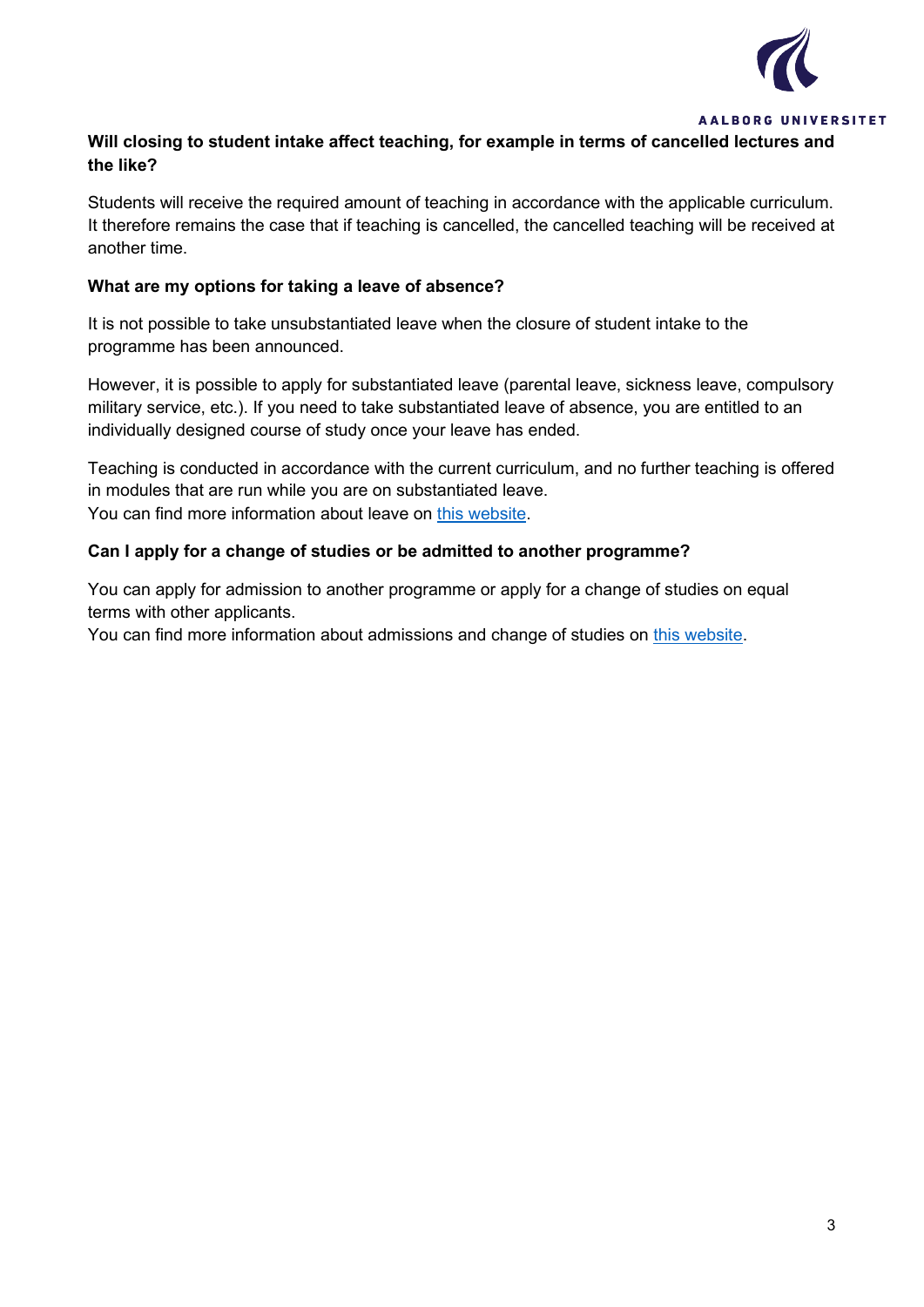**Will closing to student intake affect teaching, for example in terms of cancelled lectures and the like?**

Students will receive the required amount of teaching in accordance with the applicable curriculum. It therefore remains the case that if teaching is cancelled, the cancelled teaching will be received at another time.

**What are my options for taking a leave of absence?**

It is not possible to take unsubstantiated leave when the closure of student intake to the programme has been announced.

However, it is possible to apply for substantiated leave (parental leave, sickness leave, compulsory military service, etc.). If you need to take substantiated leave of absence, you are entitled to an individually designed course of study once your leave has ended.

Teaching is conducted in accordance with the current curriculum, and no further teaching is offered in modules that are run while you are on substantiated leave.
You can find more information about leave on this website.

**Can I apply for a change of studies or be admitted to another programme?**

You can apply for admission to another programme or apply for a change of studies on equal terms with other applicants.
You can find more information about admissions and change of studies on this website.